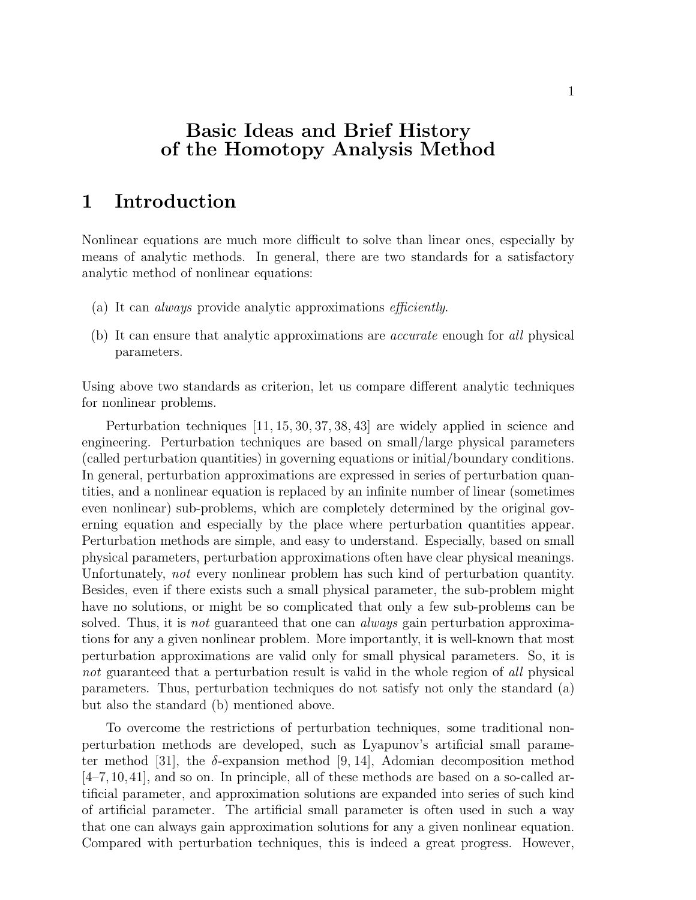# Basic Ideas and Brief History of the Homotopy Analysis Method

## 1 Introduction

Nonlinear equations are much more difficult to solve than linear ones, especially by means of analytic methods. In general, there are two standards for a satisfactory analytic method of nonlinear equations:

(a) It can *always* provide analytic approximations *efficiently*.

(b) It can ensure that analytic approximations are *accurate* enough for *all* physical parameters.

Using above two standards as criterion, let us compare different analytic techniques for nonlinear problems.

Perturbation techniques [11, 15, 30, 37, 38, 43] are widely applied in science and engineering. Perturbation techniques are based on small/large physical parameters (called perturbation quantities) in governing equations or initial/boundary conditions. In general, perturbation approximations are expressed in series of perturbation quantities, and a nonlinear equation is replaced by an infinite number of linear (sometimes even nonlinear) sub-problems, which are completely determined by the original governing equation and especially by the place where perturbation quantities appear. Perturbation methods are simple, and easy to understand. Especially, based on small physical parameters, perturbation approximations often have clear physical meanings. Unfortunately, *not* every nonlinear problem has such kind of perturbation quantity. Besides, even if there exists such a small physical parameter, the sub-problem might have no solutions, or might be so complicated that only a few sub-problems can be solved. Thus, it is *not* guaranteed that one can *always* gain perturbation approximations for any a given nonlinear problem. More importantly, it is well-known that most perturbation approximations are valid only for small physical parameters. So, it is *not* guaranteed that a perturbation result is valid in the whole region of *all* physical parameters. Thus, perturbation techniques do not satisfy not only the standard (a) but also the standard (b) mentioned above.

To overcome the restrictions of perturbation techniques, some traditional non-perturbation methods are developed, such as Lyapunov's artificial small parameter method [31], the $\delta$-expansion method [9, 14], Adomian decomposition method [4–7, 10, 41], and so on. In principle, all of these methods are based on a so-called artificial parameter, and approximation solutions are expanded into series of such kind of artificial parameter. The artificial small parameter is often used in such a way that one can always gain approximation solutions for any a given nonlinear equation. Compared with perturbation techniques, this is indeed a great progress. However,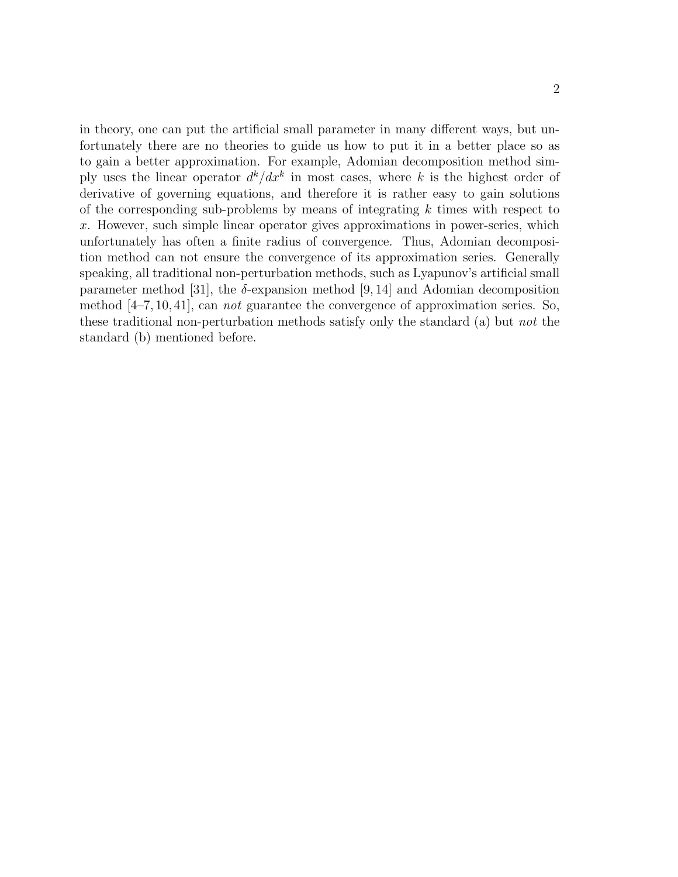in theory, one can put the artificial small parameter in many different ways, but unfortunately there are no theories to guide us how to put it in a better place so as to gain a better approximation. For example, Adomian decomposition method simply uses the linear operator $d^k/dx^k$ in most cases, where $k$ is the highest order of derivative of governing equations, and therefore it is rather easy to gain solutions of the corresponding sub-problems by means of integrating $k$ times with respect to $x$. However, such simple linear operator gives approximations in power-series, which unfortunately has often a finite radius of convergence. Thus, Adomian decomposition method can not ensure the convergence of its approximation series. Generally speaking, all traditional non-perturbation methods, such as Lyapunov's artificial small parameter method [31], the $\delta$-expansion method [9, 14] and Adomian decomposition method [4–7, 10, 41], can *not* guarantee the convergence of approximation series. So, these traditional non-perturbation methods satisfy only the standard (a) but *not* the standard (b) mentioned before.